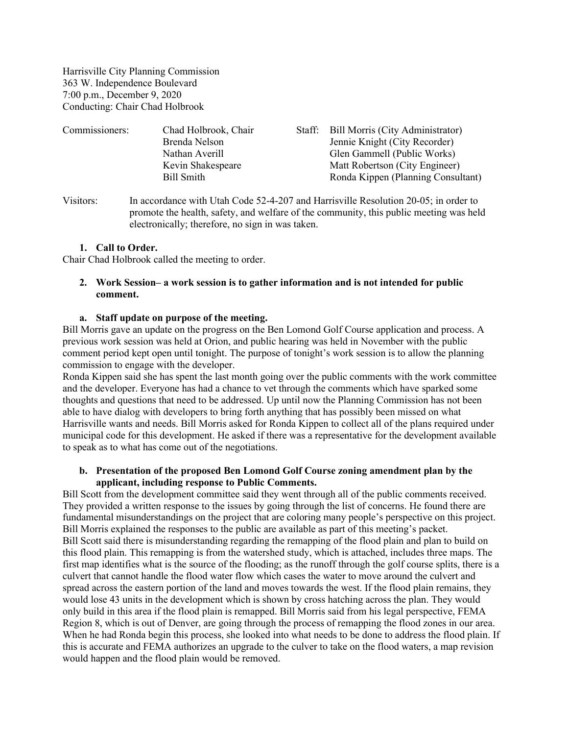Harrisville City Planning Commission
363 W. Independence Boulevard
7:00 p.m., December 9, 2020
Conducting: Chair Chad Holbrook

| Commissioners: | | Staff: | |
|---|---|---|---|
| | Chad Holbrook, Chair | | Bill Morris (City Administrator) |
| | Brenda Nelson | | Jennie Knight (City Recorder) |
| | Nathan Averill | | Glen Gammell (Public Works) |
| | Kevin Shakespeare | | Matt Robertson (City Engineer) |
| | Bill Smith | | Ronda Kippen (Planning Consultant) |

Visitors: In accordance with Utah Code 52-4-207 and Harrisville Resolution 20-05; in order to promote the health, safety, and welfare of the community, this public meeting was held electronically; therefore, no sign in was taken.

**1. Call to Order.**

Chair Chad Holbrook called the meeting to order.

**2. Work Session– a work session is to gather information and is not intended for public comment.**

**a. Staff update on purpose of the meeting.**

Bill Morris gave an update on the progress on the Ben Lomond Golf Course application and process. A previous work session was held at Orion, and public hearing was held in November with the public comment period kept open until tonight. The purpose of tonight's work session is to allow the planning commission to engage with the developer.

Ronda Kippen said she has spent the last month going over the public comments with the work committee and the developer. Everyone has had a chance to vet through the comments which have sparked some thoughts and questions that need to be addressed. Up until now the Planning Commission has not been able to have dialog with developers to bring forth anything that has possibly been missed on what Harrisville wants and needs. Bill Morris asked for Ronda Kippen to collect all of the plans required under municipal code for this development. He asked if there was a representative for the development available to speak as to what has come out of the negotiations.

**b. Presentation of the proposed Ben Lomond Golf Course zoning amendment plan by the applicant, including response to Public Comments.**

Bill Scott from the development committee said they went through all of the public comments received. They provided a written response to the issues by going through the list of concerns. He found there are fundamental misunderstandings on the project that are coloring many people's perspective on this project. Bill Morris explained the responses to the public are available as part of this meeting's packet.

Bill Scott said there is misunderstanding regarding the remapping of the flood plain and plan to build on this flood plain. This remapping is from the watershed study, which is attached, includes three maps. The first map identifies what is the source of the flooding; as the runoff through the golf course splits, there is a culvert that cannot handle the flood water flow which cases the water to move around the culvert and spread across the eastern portion of the land and moves towards the west. If the flood plain remains, they would lose 43 units in the development which is shown by cross hatching across the plan. They would only build in this area if the flood plain is remapped. Bill Morris said from his legal perspective, FEMA Region 8, which is out of Denver, are going through the process of remapping the flood zones in our area. When he had Ronda begin this process, she looked into what needs to be done to address the flood plain. If this is accurate and FEMA authorizes an upgrade to the culver to take on the flood waters, a map revision would happen and the flood plain would be removed.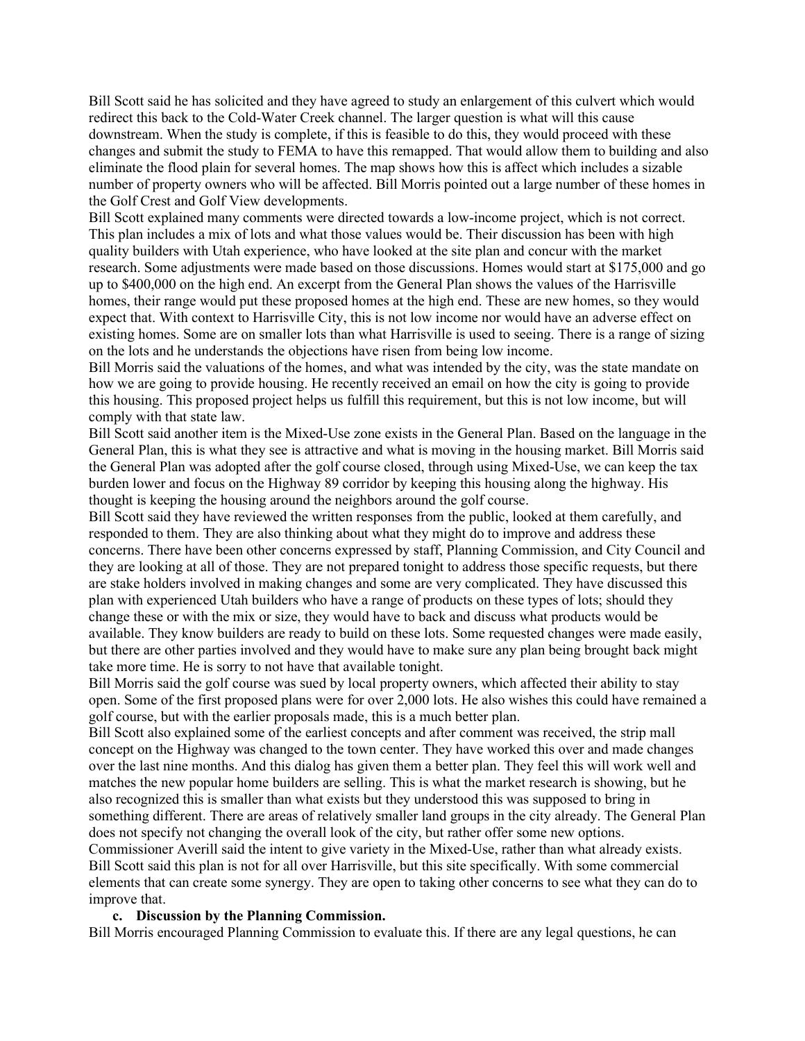Bill Scott said he has solicited and they have agreed to study an enlargement of this culvert which would redirect this back to the Cold-Water Creek channel. The larger question is what will this cause downstream. When the study is complete, if this is feasible to do this, they would proceed with these changes and submit the study to FEMA to have this remapped. That would allow them to building and also eliminate the flood plain for several homes. The map shows how this is affect which includes a sizable number of property owners who will be affected. Bill Morris pointed out a large number of these homes in the Golf Crest and Golf View developments.

Bill Scott explained many comments were directed towards a low-income project, which is not correct. This plan includes a mix of lots and what those values would be. Their discussion has been with high quality builders with Utah experience, who have looked at the site plan and concur with the market research. Some adjustments were made based on those discussions. Homes would start at $175,000 and go up to $400,000 on the high end. An excerpt from the General Plan shows the values of the Harrisville homes, their range would put these proposed homes at the high end. These are new homes, so they would expect that. With context to Harrisville City, this is not low income nor would have an adverse effect on existing homes. Some are on smaller lots than what Harrisville is used to seeing. There is a range of sizing on the lots and he understands the objections have risen from being low income.

Bill Morris said the valuations of the homes, and what was intended by the city, was the state mandate on how we are going to provide housing. He recently received an email on how the city is going to provide this housing. This proposed project helps us fulfill this requirement, but this is not low income, but will comply with that state law.

Bill Scott said another item is the Mixed-Use zone exists in the General Plan. Based on the language in the General Plan, this is what they see is attractive and what is moving in the housing market. Bill Morris said the General Plan was adopted after the golf course closed, through using Mixed-Use, we can keep the tax burden lower and focus on the Highway 89 corridor by keeping this housing along the highway. His thought is keeping the housing around the neighbors around the golf course.

Bill Scott said they have reviewed the written responses from the public, looked at them carefully, and responded to them. They are also thinking about what they might do to improve and address these concerns. There have been other concerns expressed by staff, Planning Commission, and City Council and they are looking at all of those. They are not prepared tonight to address those specific requests, but there are stake holders involved in making changes and some are very complicated. They have discussed this plan with experienced Utah builders who have a range of products on these types of lots; should they change these or with the mix or size, they would have to back and discuss what products would be available. They know builders are ready to build on these lots. Some requested changes were made easily, but there are other parties involved and they would have to make sure any plan being brought back might take more time. He is sorry to not have that available tonight.

Bill Morris said the golf course was sued by local property owners, which affected their ability to stay open. Some of the first proposed plans were for over 2,000 lots. He also wishes this could have remained a golf course, but with the earlier proposals made, this is a much better plan.

Bill Scott also explained some of the earliest concepts and after comment was received, the strip mall concept on the Highway was changed to the town center. They have worked this over and made changes over the last nine months. And this dialog has given them a better plan. They feel this will work well and matches the new popular home builders are selling. This is what the market research is showing, but he also recognized this is smaller than what exists but they understood this was supposed to bring in something different. There are areas of relatively smaller land groups in the city already. The General Plan does not specify not changing the overall look of the city, but rather offer some new options.

Commissioner Averill said the intent to give variety in the Mixed-Use, rather than what already exists.

Bill Scott said this plan is not for all over Harrisville, but this site specifically. With some commercial elements that can create some synergy. They are open to taking other concerns to see what they can do to improve that.

**c. Discussion by the Planning Commission.**

Bill Morris encouraged Planning Commission to evaluate this. If there are any legal questions, he can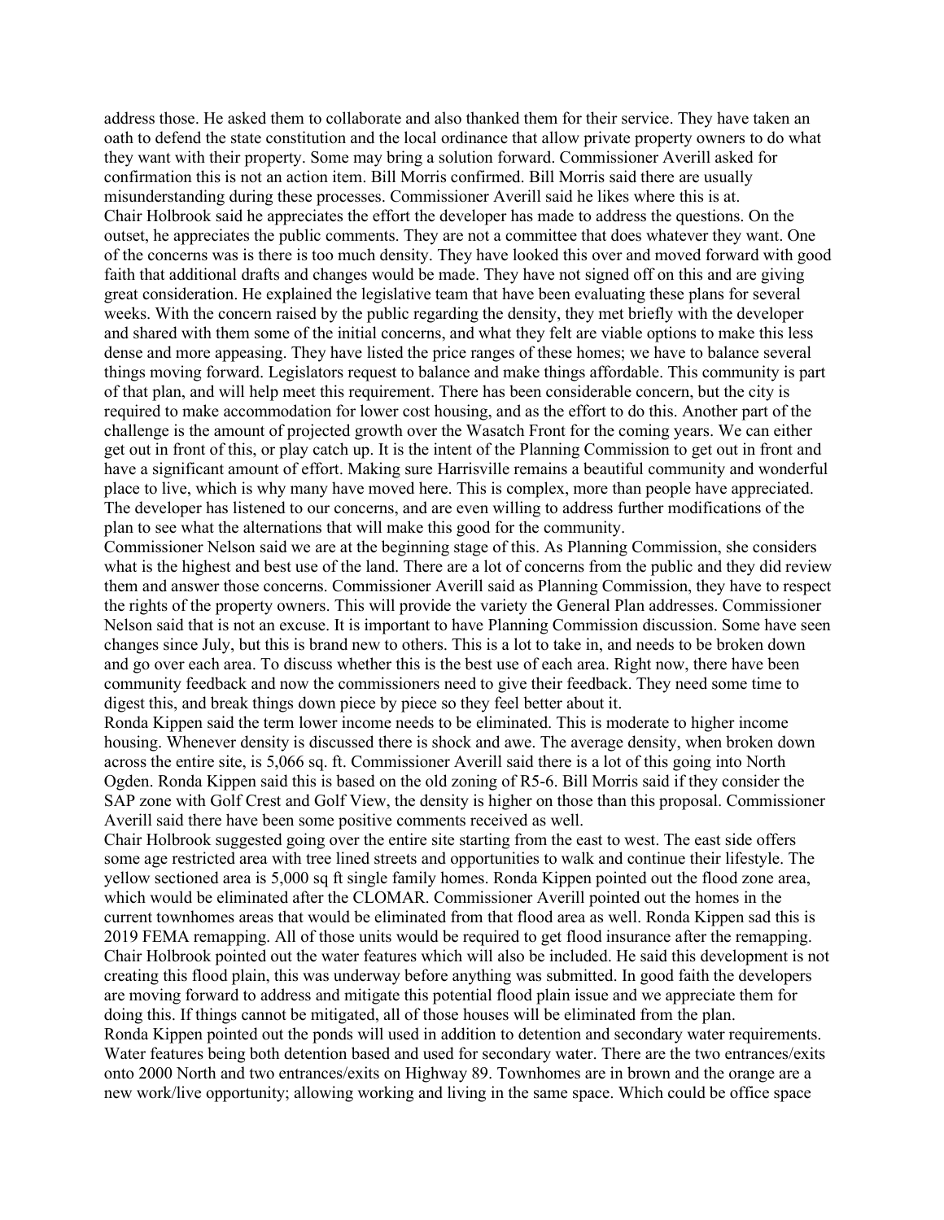address those. He asked them to collaborate and also thanked them for their service. They have taken an oath to defend the state constitution and the local ordinance that allow private property owners to do what they want with their property. Some may bring a solution forward. Commissioner Averill asked for confirmation this is not an action item. Bill Morris confirmed. Bill Morris said there are usually misunderstanding during these processes. Commissioner Averill said he likes where this is at.

Chair Holbrook said he appreciates the effort the developer has made to address the questions. On the outset, he appreciates the public comments. They are not a committee that does whatever they want. One of the concerns was is there is too much density. They have looked this over and moved forward with good faith that additional drafts and changes would be made. They have not signed off on this and are giving great consideration. He explained the legislative team that have been evaluating these plans for several weeks. With the concern raised by the public regarding the density, they met briefly with the developer and shared with them some of the initial concerns, and what they felt are viable options to make this less dense and more appeasing. They have listed the price ranges of these homes; we have to balance several things moving forward. Legislators request to balance and make things affordable. This community is part of that plan, and will help meet this requirement. There has been considerable concern, but the city is required to make accommodation for lower cost housing, and as the effort to do this. Another part of the challenge is the amount of projected growth over the Wasatch Front for the coming years. We can either get out in front of this, or play catch up. It is the intent of the Planning Commission to get out in front and have a significant amount of effort. Making sure Harrisville remains a beautiful community and wonderful place to live, which is why many have moved here. This is complex, more than people have appreciated. The developer has listened to our concerns, and are even willing to address further modifications of the plan to see what the alternations that will make this good for the community.

Commissioner Nelson said we are at the beginning stage of this. As Planning Commission, she considers what is the highest and best use of the land. There are a lot of concerns from the public and they did review them and answer those concerns. Commissioner Averill said as Planning Commission, they have to respect the rights of the property owners. This will provide the variety the General Plan addresses. Commissioner Nelson said that is not an excuse. It is important to have Planning Commission discussion. Some have seen changes since July, but this is brand new to others. This is a lot to take in, and needs to be broken down and go over each area. To discuss whether this is the best use of each area. Right now, there have been community feedback and now the commissioners need to give their feedback. They need some time to digest this, and break things down piece by piece so they feel better about it.

Ronda Kippen said the term lower income needs to be eliminated. This is moderate to higher income housing. Whenever density is discussed there is shock and awe. The average density, when broken down across the entire site, is 5,066 sq. ft. Commissioner Averill said there is a lot of this going into North Ogden. Ronda Kippen said this is based on the old zoning of R5-6. Bill Morris said if they consider the SAP zone with Golf Crest and Golf View, the density is higher on those than this proposal. Commissioner Averill said there have been some positive comments received as well.

Chair Holbrook suggested going over the entire site starting from the east to west. The east side offers some age restricted area with tree lined streets and opportunities to walk and continue their lifestyle. The yellow sectioned area is 5,000 sq ft single family homes. Ronda Kippen pointed out the flood zone area, which would be eliminated after the CLOMAR. Commissioner Averill pointed out the homes in the current townhomes areas that would be eliminated from that flood area as well. Ronda Kippen sad this is 2019 FEMA remapping. All of those units would be required to get flood insurance after the remapping. Chair Holbrook pointed out the water features which will also be included. He said this development is not creating this flood plain, this was underway before anything was submitted. In good faith the developers are moving forward to address and mitigate this potential flood plain issue and we appreciate them for doing this. If things cannot be mitigated, all of those houses will be eliminated from the plan.

Ronda Kippen pointed out the ponds will used in addition to detention and secondary water requirements. Water features being both detention based and used for secondary water. There are the two entrances/exits onto 2000 North and two entrances/exits on Highway 89. Townhomes are in brown and the orange are a new work/live opportunity; allowing working and living in the same space. Which could be office space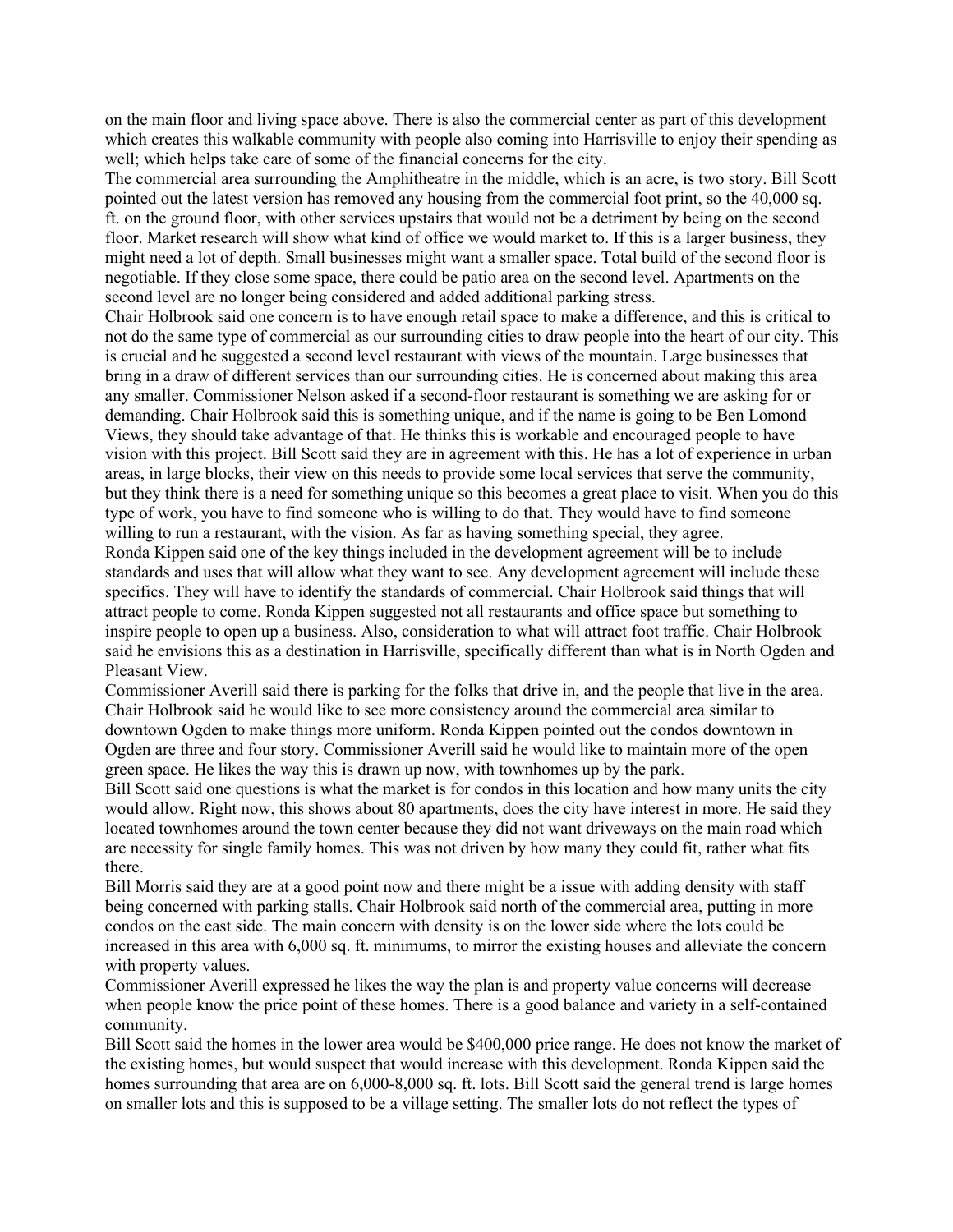on the main floor and living space above. There is also the commercial center as part of this development which creates this walkable community with people also coming into Harrisville to enjoy their spending as well; which helps take care of some of the financial concerns for the city.

The commercial area surrounding the Amphitheatre in the middle, which is an acre, is two story. Bill Scott pointed out the latest version has removed any housing from the commercial foot print, so the 40,000 sq. ft. on the ground floor, with other services upstairs that would not be a detriment by being on the second floor. Market research will show what kind of office we would market to. If this is a larger business, they might need a lot of depth. Small businesses might want a smaller space. Total build of the second floor is negotiable. If they close some space, there could be patio area on the second level. Apartments on the second level are no longer being considered and added additional parking stress.

Chair Holbrook said one concern is to have enough retail space to make a difference, and this is critical to not do the same type of commercial as our surrounding cities to draw people into the heart of our city. This is crucial and he suggested a second level restaurant with views of the mountain. Large businesses that bring in a draw of different services than our surrounding cities. He is concerned about making this area any smaller. Commissioner Nelson asked if a second-floor restaurant is something we are asking for or demanding. Chair Holbrook said this is something unique, and if the name is going to be Ben Lomond Views, they should take advantage of that. He thinks this is workable and encouraged people to have vision with this project. Bill Scott said they are in agreement with this. He has a lot of experience in urban areas, in large blocks, their view on this needs to provide some local services that serve the community, but they think there is a need for something unique so this becomes a great place to visit. When you do this type of work, you have to find someone who is willing to do that. They would have to find someone willing to run a restaurant, with the vision. As far as having something special, they agree.

Ronda Kippen said one of the key things included in the development agreement will be to include standards and uses that will allow what they want to see. Any development agreement will include these specifics. They will have to identify the standards of commercial. Chair Holbrook said things that will attract people to come. Ronda Kippen suggested not all restaurants and office space but something to inspire people to open up a business. Also, consideration to what will attract foot traffic. Chair Holbrook said he envisions this as a destination in Harrisville, specifically different than what is in North Ogden and Pleasant View.

Commissioner Averill said there is parking for the folks that drive in, and the people that live in the area. Chair Holbrook said he would like to see more consistency around the commercial area similar to downtown Ogden to make things more uniform. Ronda Kippen pointed out the condos downtown in Ogden are three and four story. Commissioner Averill said he would like to maintain more of the open green space. He likes the way this is drawn up now, with townhomes up by the park.

Bill Scott said one questions is what the market is for condos in this location and how many units the city would allow. Right now, this shows about 80 apartments, does the city have interest in more. He said they located townhomes around the town center because they did not want driveways on the main road which are necessity for single family homes. This was not driven by how many they could fit, rather what fits there.

Bill Morris said they are at a good point now and there might be a issue with adding density with staff being concerned with parking stalls. Chair Holbrook said north of the commercial area, putting in more condos on the east side. The main concern with density is on the lower side where the lots could be increased in this area with 6,000 sq. ft. minimums, to mirror the existing houses and alleviate the concern with property values.

Commissioner Averill expressed he likes the way the plan is and property value concerns will decrease when people know the price point of these homes. There is a good balance and variety in a self-contained community.

Bill Scott said the homes in the lower area would be $400,000 price range. He does not know the market of the existing homes, but would suspect that would increase with this development. Ronda Kippen said the homes surrounding that area are on 6,000-8,000 sq. ft. lots. Bill Scott said the general trend is large homes on smaller lots and this is supposed to be a village setting. The smaller lots do not reflect the types of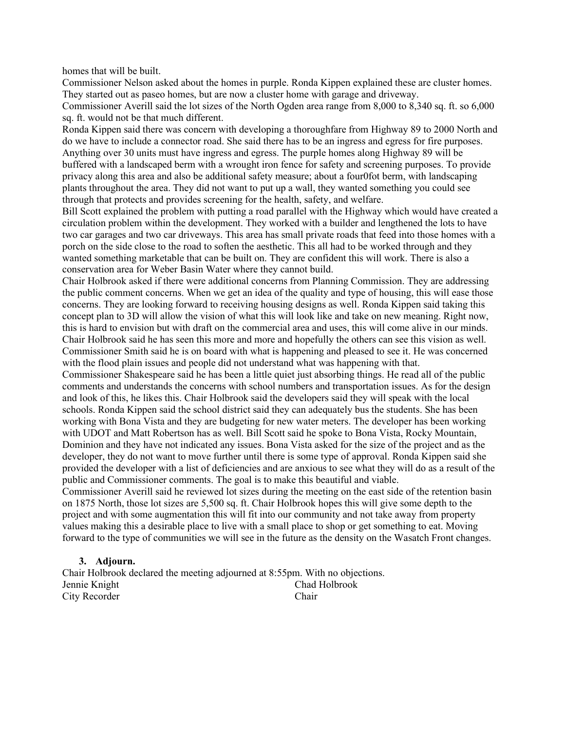homes that will be built.

Commissioner Nelson asked about the homes in purple. Ronda Kippen explained these are cluster homes. They started out as paseo homes, but are now a cluster home with garage and driveway.

Commissioner Averill said the lot sizes of the North Ogden area range from 8,000 to 8,340 sq. ft. so 6,000 sq. ft. would not be that much different.

Ronda Kippen said there was concern with developing a thoroughfare from Highway 89 to 2000 North and do we have to include a connector road. She said there has to be an ingress and egress for fire purposes. Anything over 30 units must have ingress and egress. The purple homes along Highway 89 will be buffered with a landscaped berm with a wrought iron fence for safety and screening purposes. To provide privacy along this area and also be additional safety measure; about a four0fot berm, with landscaping plants throughout the area. They did not want to put up a wall, they wanted something you could see through that protects and provides screening for the health, safety, and welfare.

Bill Scott explained the problem with putting a road parallel with the Highway which would have created a circulation problem within the development. They worked with a builder and lengthened the lots to have two car garages and two car driveways. This area has small private roads that feed into those homes with a porch on the side close to the road to soften the aesthetic. This all had to be worked through and they wanted something marketable that can be built on. They are confident this will work. There is also a conservation area for Weber Basin Water where they cannot build.

Chair Holbrook asked if there were additional concerns from Planning Commission. They are addressing the public comment concerns. When we get an idea of the quality and type of housing, this will ease those concerns. They are looking forward to receiving housing designs as well. Ronda Kippen said taking this concept plan to 3D will allow the vision of what this will look like and take on new meaning. Right now, this is hard to envision but with draft on the commercial area and uses, this will come alive in our minds. Chair Holbrook said he has seen this more and more and hopefully the others can see this vision as well. Commissioner Smith said he is on board with what is happening and pleased to see it. He was concerned with the flood plain issues and people did not understand what was happening with that.

Commissioner Shakespeare said he has been a little quiet just absorbing things. He read all of the public comments and understands the concerns with school numbers and transportation issues. As for the design and look of this, he likes this. Chair Holbrook said the developers said they will speak with the local schools. Ronda Kippen said the school district said they can adequately bus the students. She has been working with Bona Vista and they are budgeting for new water meters. The developer has been working with UDOT and Matt Robertson has as well. Bill Scott said he spoke to Bona Vista, Rocky Mountain, Dominion and they have not indicated any issues. Bona Vista asked for the size of the project and as the developer, they do not want to move further until there is some type of approval. Ronda Kippen said she provided the developer with a list of deficiencies and are anxious to see what they will do as a result of the public and Commissioner comments. The goal is to make this beautiful and viable.

Commissioner Averill said he reviewed lot sizes during the meeting on the east side of the retention basin on 1875 North, those lot sizes are 5,500 sq. ft. Chair Holbrook hopes this will give some depth to the project and with some augmentation this will fit into our community and not take away from property values making this a desirable place to live with a small place to shop or get something to eat. Moving forward to the type of communities we will see in the future as the density on the Wasatch Front changes.

### 3. Adjourn.

Chair Holbrook declared the meeting adjourned at 8:55pm. With no objections.

Jennie Knight
City Recorder

Chad Holbrook
Chair